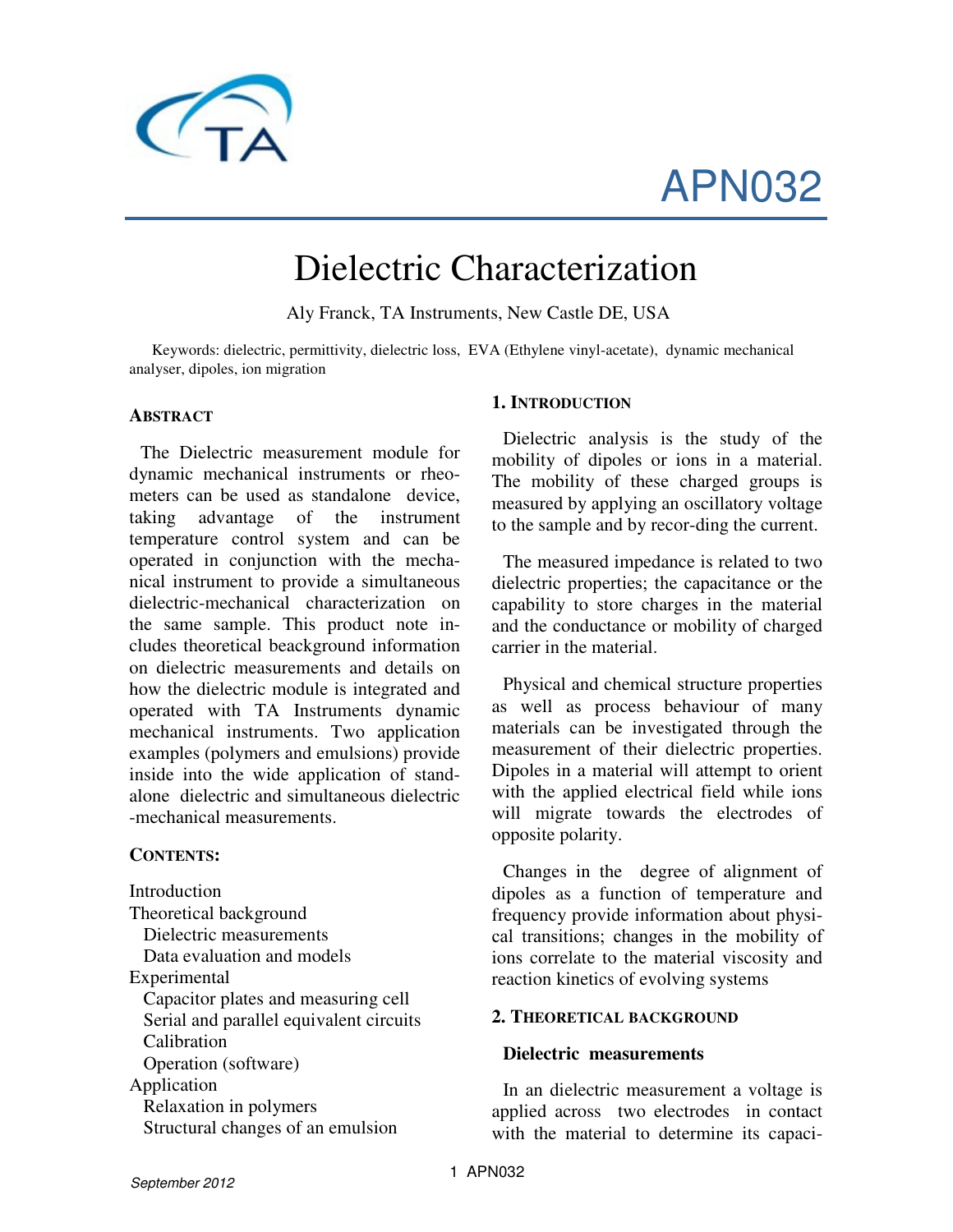APN032

# Dielectric Characterization

Aly Franck, TA Instruments, New Castle DE, USA

Keywords: dielectric, permittivity, dielectric loss, EVA (Ethylene vinyl-acetate), dynamic mechanical analyser, dipoles, ion migration

## ABSTRACT

The Dielectric measurement module for dynamic mechanical instruments or rheometers can be used as standalone device, taking advantage of the instrument temperature control system and can be operated in conjunction with the mechanical instrument to provide a simultaneous dielectric-mechanical characterization on the same sample. This product note includes theoretical beackground information on dielectric measurements and details on how the dielectric module is integrated and operated with TA Instruments dynamic mechanical instruments. Two application examples (polymers and emulsions) provide inside into the wide application of standalone dielectric and simultaneous dielectric -mechanical measurements.

## CONTENTS:

Introduction
Theoretical background
  Dielectric measurements
  Data evaluation and models
Experimental
  Capacitor plates and measuring cell
  Serial and parallel equivalent circuits
  Calibration
  Operation (software)
Application
  Relaxation in polymers
  Structural changes of an emulsion

## 1. INTRODUCTION

Dielectric analysis is the study of the mobility of dipoles or ions in a material. The mobility of these charged groups is measured by applying an oscillatory voltage to the sample and by recor-ding the current.

The measured impedance is related to two dielectric properties; the capacitance or the capability to store charges in the material and the conductance or mobility of charged carrier in the material.

Physical and chemical structure properties as well as process behaviour of many materials can be investigated through the measurement of their dielectric properties. Dipoles in a material will attempt to orient with the applied electrical field while ions will migrate towards the electrodes of opposite polarity.

Changes in the degree of alignment of dipoles as a function of temperature and frequency provide information about physical transitions; changes in the mobility of ions correlate to the material viscosity and reaction kinetics of evolving systems

## 2. THEORETICAL BACKGROUND

### Dielectric measurements

In an dielectric measurement a voltage is applied across two electrodes in contact with the material to determine its capaci-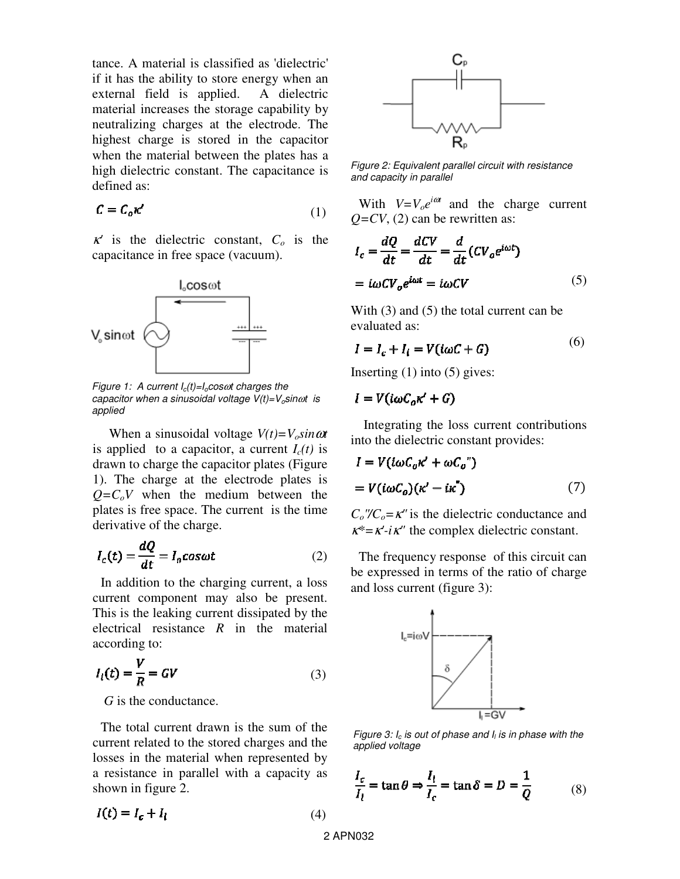tance. A material is classified as 'dielectric' if it has the ability to store energy when an external field is applied. A dielectric material increases the storage capability by neutralizing charges at the electrode. The highest charge is stored in the capacitor when the material between the plates has a high dielectric constant. The capacitance is defined as:

$$C = C_o\kappa' \tag{1}$$

$\kappa'$ is the dielectric constant, $C_o$ is the capacitance in free space (vacuum).

Figure 1: A current $I_c(t)=I_o\cos\omega t$ charges the capacitor when a sinusoidal voltage $V(t)=V_o\sin\omega t$ is applied

When a sinusoidal voltage $V(t)=V_o\sin\omega t$ is applied to a capacitor, a current $I_c(t)$ is drawn to charge the capacitor plates (Figure 1). The charge at the electrode plates is $Q=C_oV$ when the medium between the plates is free space. The current is the time derivative of the charge.

$$I_c(t) = \frac{dQ}{dt} = I_o\cos\omega t \tag{2}$$

In addition to the charging current, a loss current component may also be present. This is the leaking current dissipated by the electrical resistance $R$ in the material according to:

$$I_l(t) = \frac{V}{R} = GV \tag{3}$$

$G$ is the conductance.

The total current drawn is the sum of the current related to the stored charges and the losses in the material when represented by a resistance in parallel with a capacity as shown in figure 2.

$$I(t) = I_c + I_l \tag{4}$$

Figure 2: Equivalent parallel circuit with resistance and capacity in parallel

With $V=V_oe^{i\omega t}$ and the charge current $Q=CV$, (2) can be rewritten as:

$$I_c = \frac{dQ}{dt} = \frac{dCV}{dt} = \frac{d}{dt}(CV_oe^{i\omega t})$$
$$= i\omega CV_oe^{i\omega t} = i\omega CV \tag{5}$$

With (3) and (5) the total current can be evaluated as:

$$I = I_c + I_l = V(i\omega C + G) \tag{6}$$

Inserting (1) into (5) gives:

$$I = V(i\omega C_o\kappa' + G)$$

Integrating the loss current contributions into the dielectric constant provides:

$$I = V(i\omega C_o\kappa' + \omega C_o")$$
$$= V(i\omega C_o)(\kappa' - i\kappa") \tag{7}$$

$C_o"/C_o=\kappa"$ is the dielectric conductance and $\kappa^*=\kappa'-i\kappa"$ the complex dielectric constant.

The frequency response of this circuit can be expressed in terms of the ratio of charge and loss current (figure 3):

Figure 3: $I_c$ is out of phase and $I_l$ is in phase with the applied voltage

$$\frac{I_c}{I_l} = \tan\theta \Rightarrow \frac{I_l}{I_c} = \tan\delta = D = \frac{1}{Q} \tag{8}$$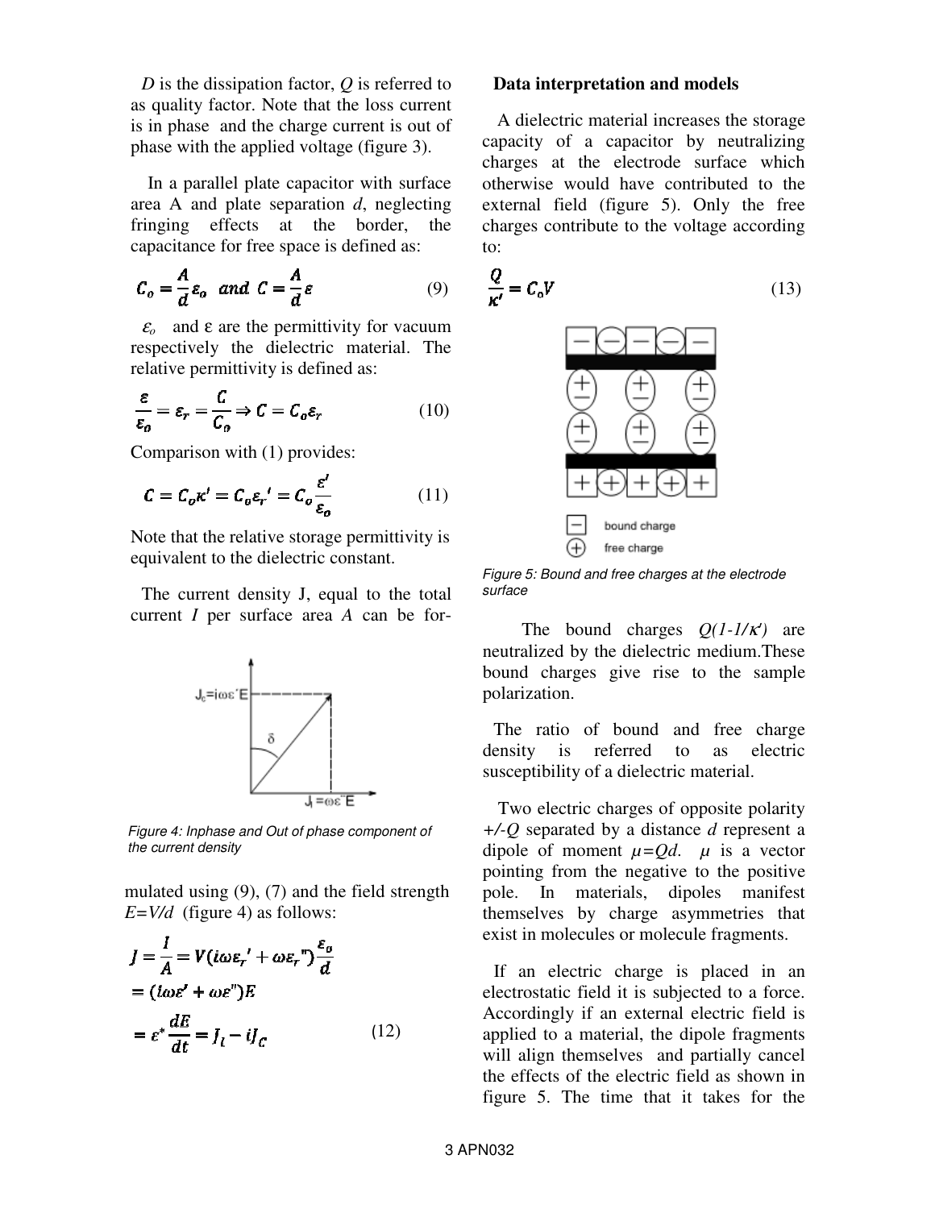$D$ is the dissipation factor, $Q$ is referred to as quality factor. Note that the loss current is in phase and the charge current is out of phase with the applied voltage (figure 3).

In a parallel plate capacitor with surface area A and plate separation $d$, neglecting fringing effects at the border, the capacitance for free space is defined as:

$$C_o = \frac{A}{d}\varepsilon_o \;\; and \;\; C = \frac{A}{d}\varepsilon \tag{9}$$

$\varepsilon_o$ and $\varepsilon$ are the permittivity for vacuum respectively the dielectric material. The relative permittivity is defined as:

$$\frac{\varepsilon}{\varepsilon_o} = \varepsilon_r = \frac{C}{C_o} \Rightarrow C = C_o\varepsilon_r \tag{10}$$

Comparison with (1) provides:

$$C = C_o\kappa' = C_o\varepsilon_r' = C_o\frac{\varepsilon'}{\varepsilon_o} \tag{11}$$

Note that the relative storage permittivity is equivalent to the dielectric constant.

The current density J, equal to the total current $I$ per surface area $A$ can be formulated using (9), (7) and the field strength $E=V/d$ (figure 4) as follows:

Figure 4: Inphase and Out of phase component of the current density

$$\begin{aligned} J = \frac{I}{A} &= V(i\omega\varepsilon_r' + \omega\varepsilon_r'')\frac{\varepsilon_o}{d} \\ &= (i\omega\varepsilon' + \omega\varepsilon'')E \\ &= \varepsilon^*\frac{dE}{dt} = J_l - iJ_C \end{aligned} \tag{12}$$

**Data interpretation and models**

A dielectric material increases the storage capacity of a capacitor by neutralizing charges at the electrode surface which otherwise would have contributed to the external field (figure 5). Only the free charges contribute to the voltage according to:

$$\frac{Q}{\kappa'} = C_o V \tag{13}$$

Figure 5: Bound and free charges at the electrode surface

The bound charges $Q(1\text{-}1/\kappa')$ are neutralized by the dielectric medium.These bound charges give rise to the sample polarization.

The ratio of bound and free charge density is referred to as electric susceptibility of a dielectric material.

Two electric charges of opposite polarity $+/-Q$ separated by a distance $d$ represent a dipole of moment $\mu=Qd$. $\mu$ is a vector pointing from the negative to the positive pole. In materials, dipoles manifest themselves by charge asymmetries that exist in molecules or molecule fragments.

If an electric charge is placed in an electrostatic field it is subjected to a force. Accordingly if an external electric field is applied to a material, the dipole fragments will align themselves and partially cancel the effects of the electric field as shown in figure 5. The time that it takes for the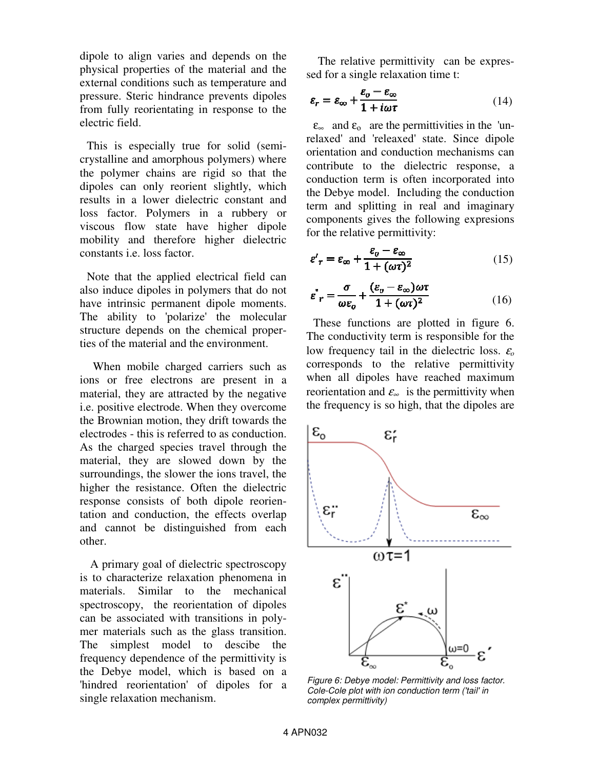dipole to align varies and depends on the physical properties of the material and the external conditions such as temperature and pressure. Steric hindrance prevents dipoles from fully reorientating in response to the electric field.

This is especially true for solid (semi-crystalline and amorphous polymers) where the polymer chains are rigid so that the dipoles can only reorient slightly, which results in a lower dielectric constant and loss factor. Polymers in a rubbery or viscous flow state have higher dipole mobility and therefore higher dielectric constants i.e. loss factor.

Note that the applied electrical field can also induce dipoles in polymers that do not have intrinsic permanent dipole moments. The ability to 'polarize' the molecular structure depends on the chemical properties of the material and the environment.

When mobile charged carriers such as ions or free electrons are present in a material, they are attracted by the negative i.e. positive electrode. When they overcome the Brownian motion, they drift towards the electrodes - this is referred to as conduction. As the charged species travel through the material, they are slowed down by the surroundings, the slower the ions travel, the higher the resistance. Often the dielectric response consists of both dipole reorientation and conduction, the effects overlap and cannot be distinguished from each other.

A primary goal of dielectric spectroscopy is to characterize relaxation phenomena in materials. Similar to the mechanical spectroscopy, the reorientation of dipoles can be associated with transitions in polymer materials such as the glass transition. The simplest model to descibe the frequency dependence of the permittivity is the Debye model, which is based on a 'hindred reorientation' of dipoles for a single relaxation mechanism.

The relative permittivity can be expressed for a single relaxation time t:

$$\varepsilon_r = \varepsilon_\infty + \frac{\varepsilon_o - \varepsilon_\infty}{1 + i\omega\tau} \tag{14}$$

$\varepsilon_\infty$ and $\varepsilon_o$ are the permittivities in the 'unrelaxed' and 'releaxed' state. Since dipole orientation and conduction mechanisms can contribute to the dielectric response, a conduction term is often incorporated into the Debye model. Including the conduction term and splitting in real and imaginary components gives the following expresions for the relative permittivity:

$$\varepsilon'_r = \varepsilon_\infty + \frac{\varepsilon_o - \varepsilon_\infty}{1 + (\omega\tau)^2} \tag{15}$$

$$\varepsilon''_r = \frac{\sigma}{\omega\varepsilon_o} + \frac{(\varepsilon_o - \varepsilon_\infty)\omega\tau}{1 + (\omega\tau)^2} \tag{16}$$

These functions are plotted in figure 6. The conductivity term is responsible for the low frequency tail in the dielectric loss. $\varepsilon_o$ corresponds to the relative permittivity when all dipoles have reached maximum reorientation and $\varepsilon_\infty$ is the permittivity when the frequency is so high, that the dipoles are

*Figure 6: Debye model: Permittivity and loss factor. Cole-Cole plot with ion conduction term ('tail' in complex permittivity)*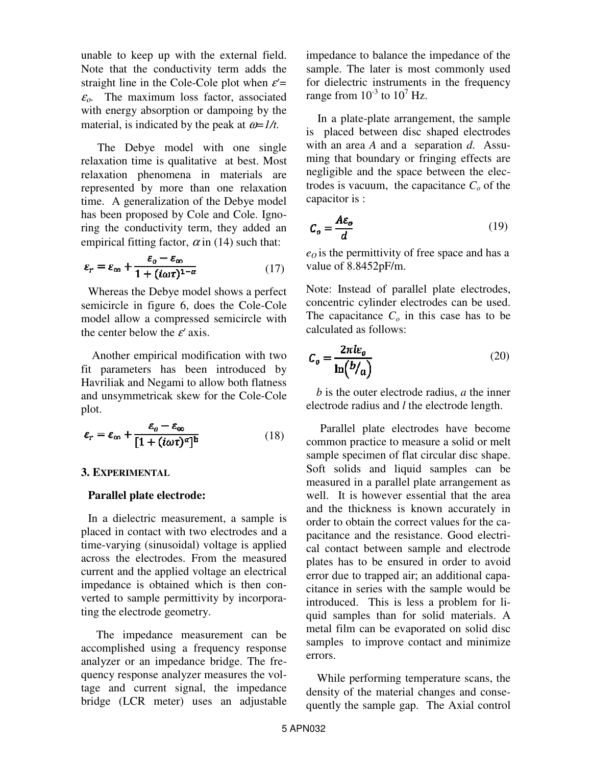unable to keep up with the external field. Note that the conductivity term adds the straight line in the Cole-Cole plot when $\varepsilon' = \varepsilon_o$. The maximum loss factor, associated with energy absorption or dampoing by the material, is indicated by the peak at $\omega = 1/t$.

The Debye model with one single relaxation time is qualitative at best. Most relaxation phenomena in materials are represented by more than one relaxation time. A generalization of the Debye model has been proposed by Cole and Cole. Ignoring the conductivity term, they added an empirical fitting factor, $\alpha$ in (14) such that:

$$\varepsilon_r = \varepsilon_\infty + \frac{\varepsilon_o - \varepsilon_\infty}{1 + (i\omega\tau)^{1-\alpha}} \tag{17}$$

Whereas the Debye model shows a perfect semicircle in figure 6, does the Cole-Cole model allow a compressed semicircle with the center below the $\varepsilon'$ axis.

Another empirical modification with two fit parameters has been introduced by Havriliak and Negami to allow both flatness and unsymmetricak skew for the Cole-Cole plot.

$$\varepsilon_r = \varepsilon_\infty + \frac{\varepsilon_o - \varepsilon_\infty}{[1 + (i\omega\tau)^{\alpha}]^{b}} \tag{18}$$

## 3. Experimental

### Parallel plate electrode:

In a dielectric measurement, a sample is placed in contact with two electrodes and a time-varying (sinusoidal) voltage is applied across the electrodes. From the measured current and the applied voltage an electrical impedance is obtained which is then converted to sample permittivity by incorporating the electrode geometry.

The impedance measurement can be accomplished using a frequency response analyzer or an impedance bridge. The frequency response analyzer measures the voltage and current signal, the impedance bridge (LCR meter) uses an adjustable impedance to balance the impedance of the sample. The later is most commonly used for dielectric instruments in the frequency range from $10^{-3}$ to $10^{7}$ Hz.

In a plate-plate arrangement, the sample is placed between disc shaped electrodes with an area *A* and a separation *d*. Assuming that boundary or fringing effects are negligible and the space between the electrodes is vacuum, the capacitance $C_o$ of the capacitor is :

$$C_o = \frac{A\varepsilon_o}{d} \tag{19}$$

$e_O$ is the permittivity of free space and has a value of 8.8452pF/m.

Note: Instead of parallel plate electrodes, concentric cylinder electrodes can be used. The capacitance $C_o$ in this case has to be calculated as follows:

$$C_o = \frac{2\pi l \varepsilon_o}{\ln\left(b/a\right)} \tag{20}$$

*b* is the outer electrode radius, *a* the inner electrode radius and *l* the electrode length.

Parallel plate electrodes have become common practice to measure a solid or melt sample specimen of flat circular disc shape. Soft solids and liquid samples can be measured in a parallel plate arrangement as well. It is however essential that the area and the thickness is known accurately in order to obtain the correct values for the capacitance and the resistance. Good electrical contact between sample and electrode plates has to be ensured in order to avoid error due to trapped air; an additional capacitance in series with the sample would be introduced. This is less a problem for liquid samples than for solid materials. A metal film can be evaporated on solid disc samples to improve contact and minimize errors.

While performing temperature scans, the density of the material changes and consequently the sample gap. The Axial control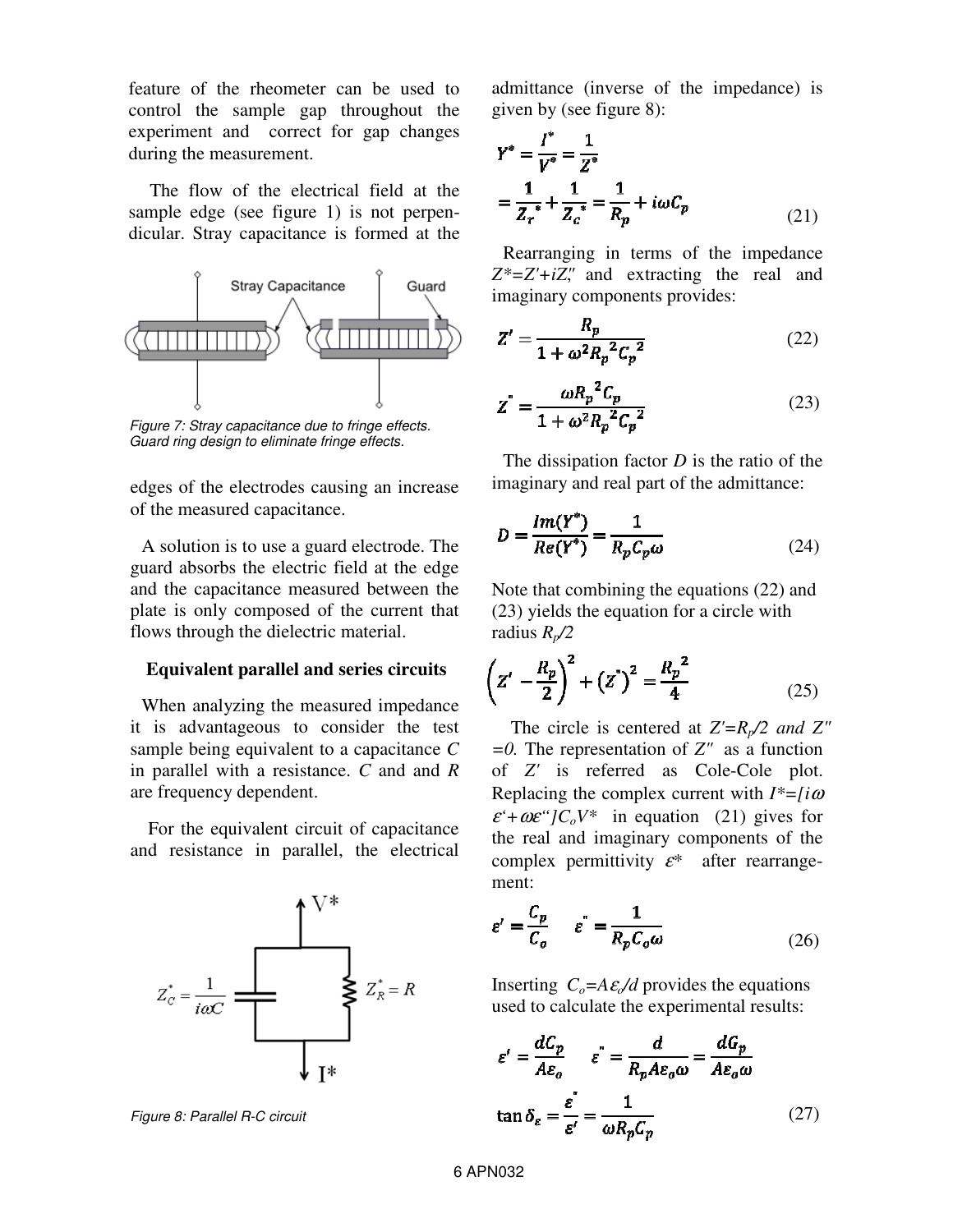feature of the rheometer can be used to control the sample gap throughout the experiment and correct for gap changes during the measurement.

The flow of the electrical field at the sample edge (see figure 1) is not perpendicular. Stray capacitance is formed at the edges of the electrodes causing an increase of the measured capacitance.

Figure 7: Stray capacitance due to fringe effects. Guard ring design to eliminate fringe effects.

A solution is to use a guard electrode. The guard absorbs the electric field at the edge and the capacitance measured between the plate is only composed of the current that flows through the dielectric material.

### Equivalent parallel and series circuits

When analyzing the measured impedance it is advantageous to consider the test sample being equivalent to a capacitance $C$ in parallel with a resistance. $C$ and and $R$ are frequency dependent.

For the equivalent circuit of capacitance and resistance in parallel, the electrical admittance (inverse of the impedance) is given by (see figure 8):

Figure 8: Parallel R-C circuit

$$Y^* = \frac{I^*}{V^*} = \frac{1}{Z^*}$$
$$= \frac{1}{Z_r^*} + \frac{1}{Z_c^*} = \frac{1}{R_p} + i\omega C_p \tag{21}$$

Rearranging in terms of the impedance $Z^*=Z'+iZ''$ and extracting the real and imaginary components provides:

$$Z' = \frac{R_p}{1+\omega^2 R_p{}^2 C_p{}^2} \tag{22}$$

$$Z'' = \frac{\omega R_p{}^2 C_p}{1+\omega^2 R_p{}^2 C_p{}^2} \tag{23}$$

The dissipation factor $D$ is the ratio of the imaginary and real part of the admittance:

$$D = \frac{Im(Y^*)}{Re(Y^*)} = \frac{1}{R_p C_p \omega} \tag{24}$$

Note that combining the equations (22) and (23) yields the equation for a circle with radius $R_p/2$

$$\left(Z' - \frac{R_p}{2}\right)^2 + \left(Z''\right)^2 = \frac{R_p{}^2}{4} \tag{25}$$

The circle is centered at $Z'=R_p/2$ *and* $Z''=0$. The representation of $Z''$ as a function of $Z'$ is referred as Cole-Cole plot. Replacing the complex current with $I^*=[i\omega\varepsilon'+\omega\varepsilon'']C_oV^*$ in equation (21) gives for the real and imaginary components of the complex permittivity $\varepsilon^*$ after rearrangement:

$$\varepsilon' = \frac{C_p}{C_o} \qquad \varepsilon'' = \frac{1}{R_p C_o \omega} \tag{26}$$

Inserting $C_o=A\varepsilon_o/d$ provides the equations used to calculate the experimental results:

$$\varepsilon' = \frac{dC_p}{A\varepsilon_o} \qquad \varepsilon'' = \frac{d}{R_p A\varepsilon_o \omega} = \frac{dG_p}{A\varepsilon_o \omega}$$

$$\tan\delta_\varepsilon = \frac{\varepsilon''}{\varepsilon'} = \frac{1}{\omega R_p C_p} \tag{27}$$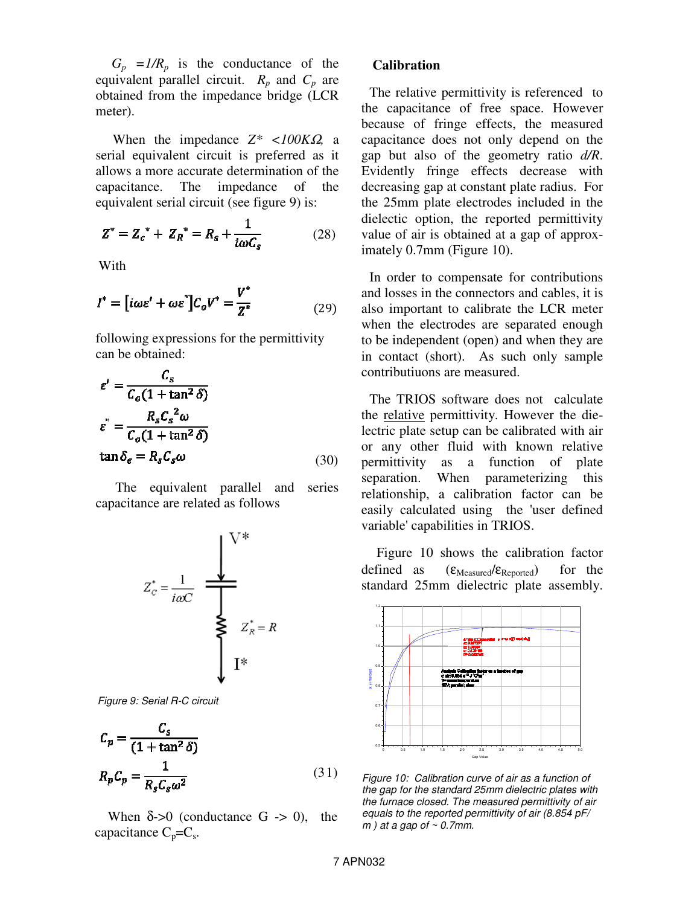$G_p = 1/R_p$ is the conductance of the equivalent parallel circuit. $R_p$ and $C_p$ are obtained from the impedance bridge (LCR meter).

When the impedance $Z^* < 100K\Omega$, a serial equivalent circuit is preferred as it allows a more accurate determination of the capacitance. The impedance of the equivalent serial circuit (see figure 9) is:

$$Z^* = Z_c^* + Z_R^* = R_s + \frac{1}{i\omega C_s} \tag{28}$$

With

$$I^* = [i\omega\varepsilon' + \omega\varepsilon'']C_o V^* = \frac{V^*}{Z^*} \tag{29}$$

following expressions for the permittivity can be obtained:

$$\varepsilon' = \frac{C_s}{C_o(1 + \tan^2\delta)}$$
$$\varepsilon'' = \frac{R_s C_s^2 \omega}{C_o(1 + \tan^2\delta)}$$
$$\tan\delta_\varepsilon = R_s C_s \omega \tag{30}$$

The equivalent parallel and series capacitance are related as follows

$Z_C^* = \dfrac{1}{i\omega C}$, $Z_R^* = R$, $V^*$, $I^*$

*Figure 9: Serial R-C circuit*

$$C_p = \frac{C_s}{(1 + \tan^2\delta)}$$
$$R_p C_p = \frac{1}{R_s C_s \omega^2} \tag{31}$$

When $\delta \to 0$ (conductance $G \to 0$), the capacitance $C_p = C_s$.

**Calibration**

The relative permittivity is referenced to the capacitance of free space. However because of fringe effects, the measured capacitance does not only depend on the gap but also of the geometry ratio $d/R$. Evidently fringe effects decrease with decreasing gap at constant plate radius. For the 25mm plate electrodes included in the dielectic option, the reported permittivity value of air is obtained at a gap of approximately 0.7mm (Figure 10).

In order to compensate for contributions and losses in the connectors and cables, it is also important to calibrate the LCR meter when the electrodes are separated enough to be independent (open) and when they are in contact (short). As such only sample contributiuons are measured.

The TRIOS software does not calculate the relative permittivity. However the dielectric plate setup can be calibrated with air or any other fluid with known relative permittivity as a function of plate separation. When parameterizing this relationship, a calibration factor can be easily calculated using the 'user defined variable' capabilities in TRIOS.

Figure 10 shows the calibration factor defined as $(\varepsilon_{Measured}/\varepsilon_{Reported})$ for the standard 25mm dielectric plate assembly.

*Figure 10: Calibration curve of air as a function of the gap for the standard 25mm dielectric plates with the furnace closed. The measured permittivity of air equals to the reported permittivity of air (8.854 pF/m ) at a gap of ~ 0.7mm.*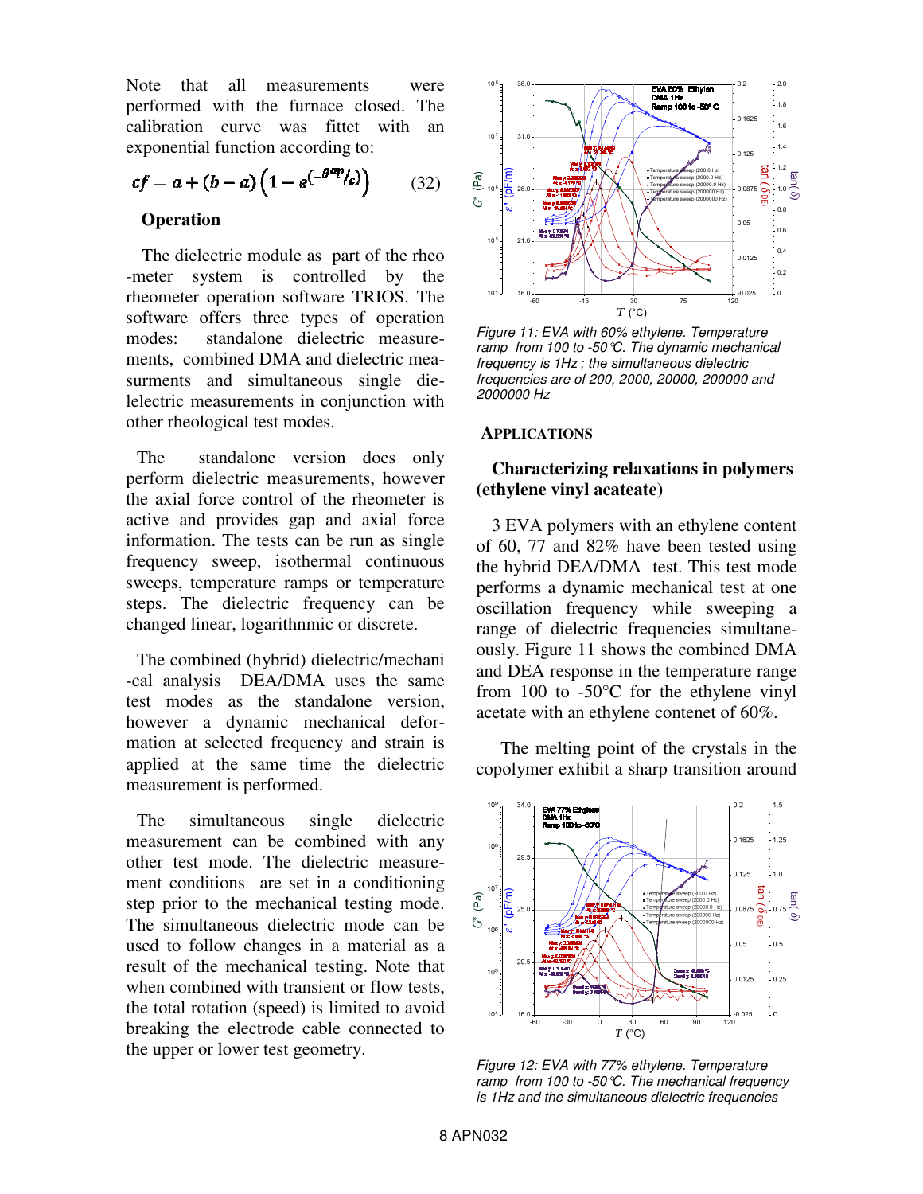Note that all measurements were performed with the furnace closed. The calibration curve was fittet with an exponential function according to:

$$cf = a + (b - a)\left(1 - e^{(-gap/c)}\right) \qquad (32)$$

### Operation

The dielectric module as part of the rheo -meter system is controlled by the rheometer operation software TRIOS. The software offers three types of operation modes: standalone dielectric measurements, combined DMA and dielectric measurements and simultaneous single dielelectric measurements in conjunction with other rheological test modes.

The standalone version does only perform dielectric measurements, however the axial force control of the rheometer is active and provides gap and axial force information. The tests can be run as single frequency sweep, isothermal continuous sweeps, temperature ramps or temperature steps. The dielectric frequency can be changed linear, logarithnmic or discrete.

The combined (hybrid) dielectric/mechani -cal analysis DEA/DMA uses the same test modes as the standalone version, however a dynamic mechanical deformation at selected frequency and strain is applied at the same time the dielectric measurement is performed.

The simultaneous single dielectric measurement can be combined with any other test mode. The dielectric measurement conditions are set in a conditioning step prior to the mechanical testing mode. The simultaneous dielectric mode can be used to follow changes in a material as a result of the mechanical testing. Note that when combined with transient or flow tests, the total rotation (speed) is limited to avoid breaking the electrode cable connected to the upper or lower test geometry.

*Figure 11: EVA with 60% ethylene. Temperature ramp from 100 to -50°C. The dynamic mechanical frequency is 1Hz ; the simultaneous dielectric frequencies are of 200, 2000, 20000, 200000 and 2000000 Hz*

## APPLICATIONS

### Characterizing relaxations in polymers (ethylene vinyl acateate)

3 EVA polymers with an ethylene content of 60, 77 and 82% have been tested using the hybrid DEA/DMA test. This test mode performs a dynamic mechanical test at one oscillation frequency while sweeping a range of dielectric frequencies simultaneously. Figure 11 shows the combined DMA and DEA response in the temperature range from 100 to -50°C for the ethylene vinyl acetate with an ethylene contenet of 60%.

The melting point of the crystals in the copolymer exhibit a sharp transition around

*Figure 12: EVA with 77% ethylene. Temperature ramp from 100 to -50°C. The mechanical frequency is 1Hz and the simultaneous dielectric frequencies*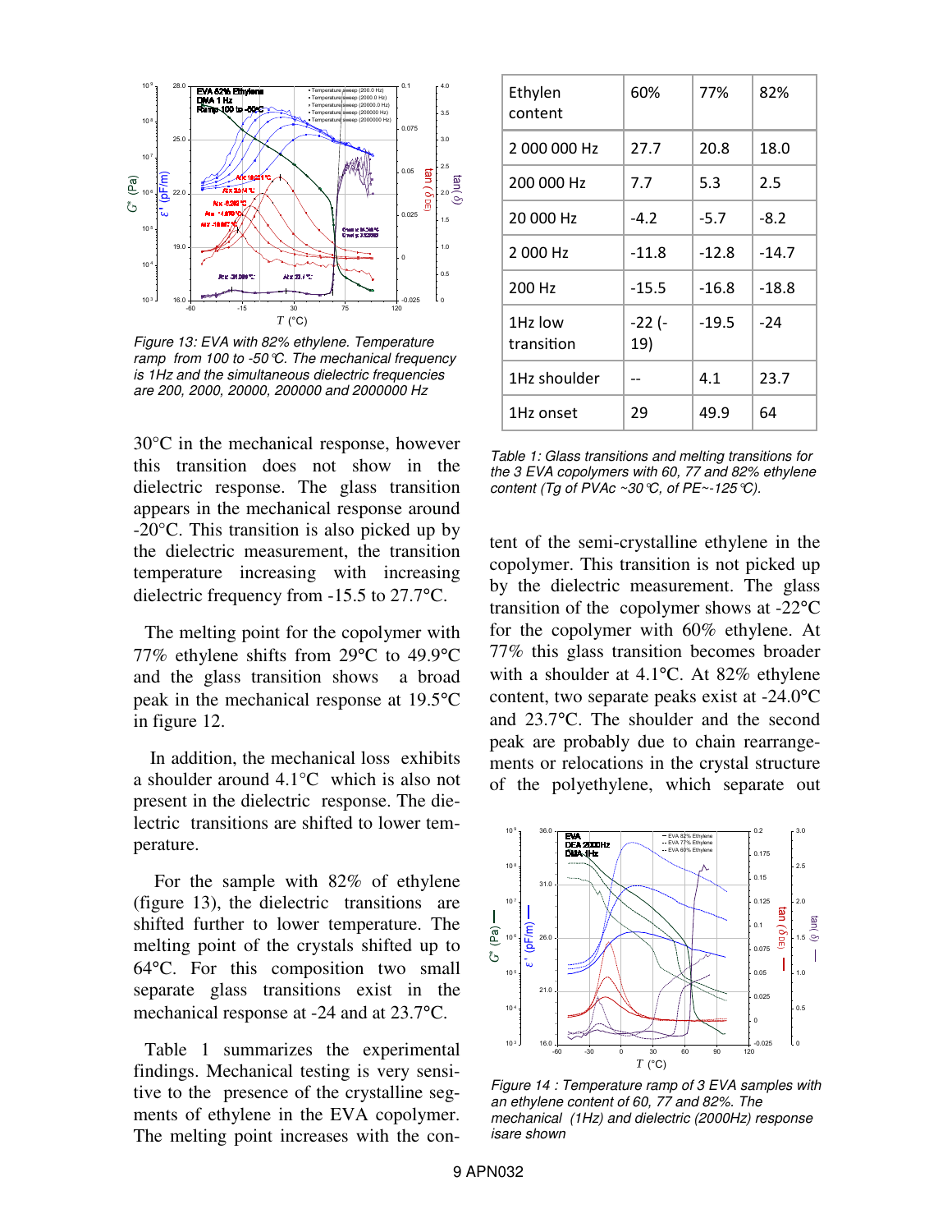Figure 13: EVA with 82% ethylene. Temperature ramp from 100 to -50°C. The mechanical frequency is 1Hz and the simultaneous dielectric frequencies are 200, 2000, 20000, 200000 and 2000000 Hz

30°C in the mechanical response, however this transition does not show in the dielectric response. The glass transition appears in the mechanical response around -20°C. This transition is also picked up by the dielectric measurement, the transition temperature increasing with increasing dielectric frequency from -15.5 to 27.7°C.

The melting point for the copolymer with 77% ethylene shifts from 29°C to 49.9°C and the glass transition shows a broad peak in the mechanical response at 19.5°C in figure 12.

In addition, the mechanical loss exhibits a shoulder around 4.1°C which is also not present in the dielectric response. The dielectric transitions are shifted to lower temperature.

For the sample with 82% of ethylene (figure 13), the dielectric transitions are shifted further to lower temperature. The melting point of the crystals shifted up to 64°C. For this composition two small separate glass transitions exist in the mechanical response at -24 and at 23.7°C.

Table 1 summarizes the experimental findings. Mechanical testing is very sensitive to the presence of the crystalline segments of ethylene in the EVA copolymer. The melting point increases with the content of the semi-crystalline ethylene in the copolymer. This transition is not picked up by the dielectric measurement. The glass transition of the copolymer shows at -22°C for the copolymer with 60% ethylene. At 77% this glass transition becomes broader with a shoulder at 4.1°C. At 82% ethylene content, two separate peaks exist at -24.0°C and 23.7°C. The shoulder and the second peak are probably due to chain rearrangements or relocations in the crystal structure of the polyethylene, which separate out

| Ethylen content | 60% | 77% | 82% |
|---|---|---|---|
| 2 000 000 Hz | 27.7 | 20.8 | 18.0 |
| 200 000 Hz | 7.7 | 5.3 | 2.5 |
| 20 000 Hz | -4.2 | -5.7 | -8.2 |
| 2 000 Hz | -11.8 | -12.8 | -14.7 |
| 200 Hz | -15.5 | -16.8 | -18.8 |
| 1Hz low transition | -22 (-19) | -19.5 | -24 |
| 1Hz shoulder | -- | 4.1 | 23.7 |
| 1Hz onset | 29 | 49.9 | 64 |

Table 1: Glass transitions and melting transitions for the 3 EVA copolymers with 60, 77 and 82% ethylene content (Tg of PVAc ~30°C, of PE~-125°C).

Figure 14 : Temperature ramp of 3 EVA samples with an ethylene content of 60, 77 and 82%. The mechanical (1Hz) and dielectric (2000Hz) response isare shown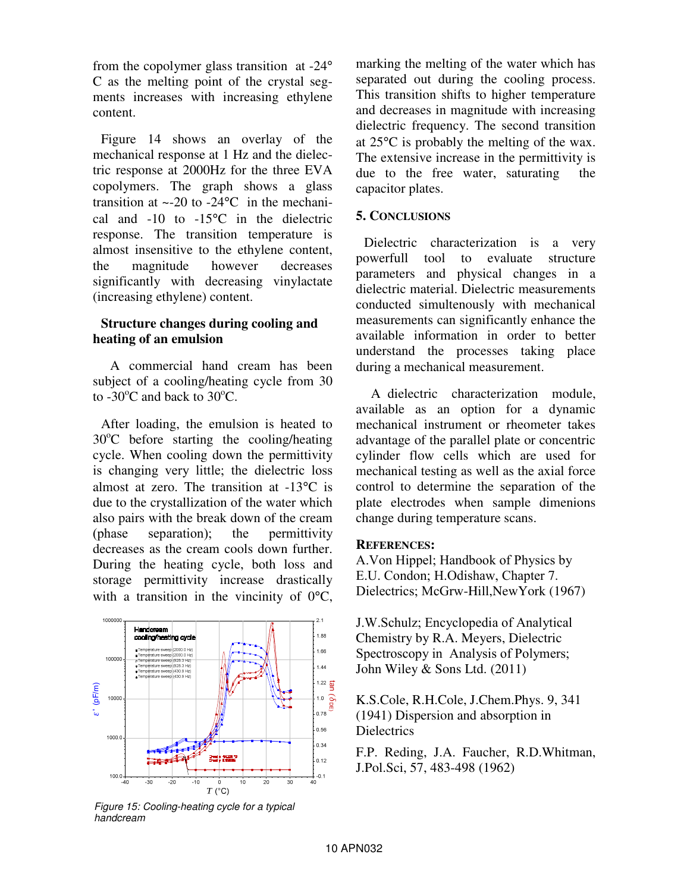from the copolymer glass transition at -24° C as the melting point of the crystal segments increases with increasing ethylene content.

Figure 14 shows an overlay of the mechanical response at 1 Hz and the dielectric response at 2000Hz for the three EVA copolymers. The graph shows a glass transition at ~-20 to -24°C in the mechanical and -10 to -15°C in the dielectric response. The transition temperature is almost insensitive to the ethylene content, the magnitude however decreases significantly with decreasing vinylactate (increasing ethylene) content.

**Structure changes during cooling and heating of an emulsion**

A commercial hand cream has been subject of a cooling/heating cycle from 30 to -30°C and back to 30°C.

After loading, the emulsion is heated to 30°C before starting the cooling/heating cycle. When cooling down the permittivity is changing very little; the dielectric loss almost at zero. The transition at -13°C is due to the crystallization of the water which also pairs with the break down of the cream (phase separation); the permittivity decreases as the cream cools down further. During the heating cycle, both loss and storage permittivity increase drastically with a transition in the vicinity of 0°C, marking the melting of the water which has separated out during the cooling process. This transition shifts to higher temperature and decreases in magnitude with increasing dielectric frequency. The second transition at 25°C is probably the melting of the wax. The extensive increase in the permittivity is due to the free water, saturating the capacitor plates.

Handcream
cooling/heating cycle
Temperature sweep (2000.0 Hz)
Temperature sweep (2000.0 Hz)
Temperature sweep (926.3 Hz)
Temperature sweep (926.3 Hz)
Temperature sweep (430.9 Hz)
Temperature sweep (430.9 Hz)
1000000
100000
10000
1000.0
100.0
ε' (pF/m)
2.1
1.88
1.66
1.44
1.22
1.0
0.78
0.56
0.34
0.12
-0.1
tan (δ_DE)
-40 -30 -20 -10 0 10 20 30 40
T (°C)

*Figure 15: Cooling-heating cycle for a typical handcream*

## 5. Conclusions

Dielectric characterization is a very powerfull tool to evaluate structure parameters and physical changes in a dielectric material. Dielectric measurements conducted simultenously with mechanical measurements can significantly enhance the available information in order to better understand the processes taking place during a mechanical measurement.

A dielectric characterization module, available as an option for a dynamic mechanical instrument or rheometer takes advantage of the parallel plate or concentric cylinder flow cells which are used for mechanical testing as well as the axial force control to determine the separation of the plate electrodes when sample dimenions change during temperature scans.

**References:**

A.Von Hippel; Handbook of Physics by E.U. Condon; H.Odishaw, Chapter 7. Dielectrics; McGrw-Hill,NewYork (1967)

J.W.Schulz; Encyclopedia of Analytical Chemistry by R.A. Meyers, Dielectric Spectroscopy in Analysis of Polymers; John Wiley & Sons Ltd. (2011)

K.S.Cole, R.H.Cole, J.Chem.Phys. 9, 341 (1941) Dispersion and absorption in Dielectrics

F.P. Reding, J.A. Faucher, R.D.Whitman, J.Pol.Sci, 57, 483-498 (1962)